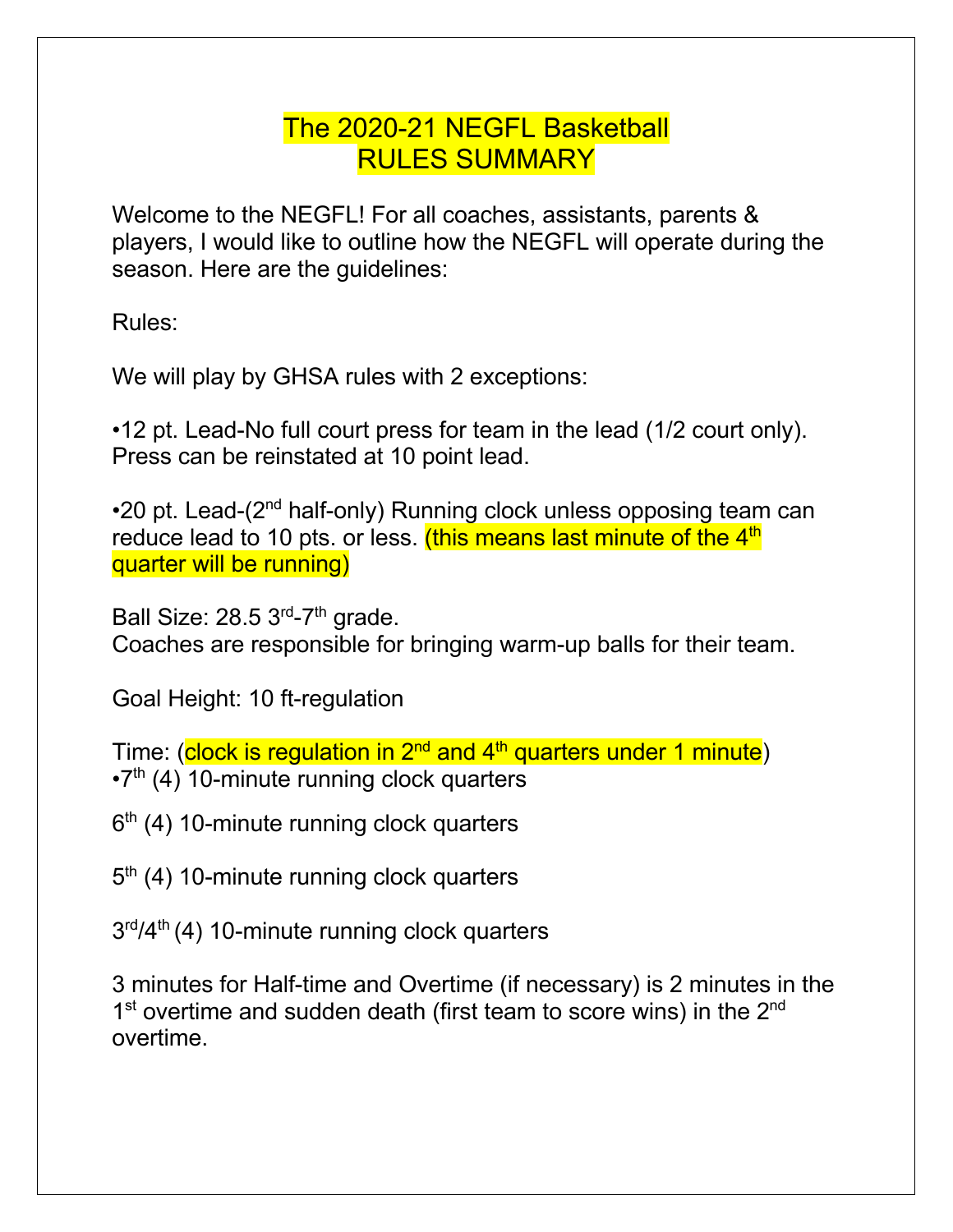# The 2020-21 NEGFL Basketball RULES SUMMARY

Welcome to the NEGFL! For all coaches, assistants, parents & players, I would like to outline how the NEGFL will operate during the season. Here are the guidelines:

Rules:

We will play by GHSA rules with 2 exceptions:

•12 pt. Lead-No full court press for team in the lead (1/2 court only). Press can be reinstated at 10 point lead.

•20 pt. Lead-(2nd half-only) Running clock unless opposing team can reduce lead to 10 pts. or less. (this means last minute of the 4th quarter will be running)

Ball Size: 28.5 3rd-7th grade.
Coaches are responsible for bringing warm-up balls for their team.

Goal Height: 10 ft-regulation

Time: (clock is regulation in 2nd and 4th quarters under 1 minute)
•7th (4) 10-minute running clock quarters

6th (4) 10-minute running clock quarters

5th (4) 10-minute running clock quarters

3rd/4th (4) 10-minute running clock quarters

3 minutes for Half-time and Overtime (if necessary) is 2 minutes in the 1st overtime and sudden death (first team to score wins) in the 2nd overtime.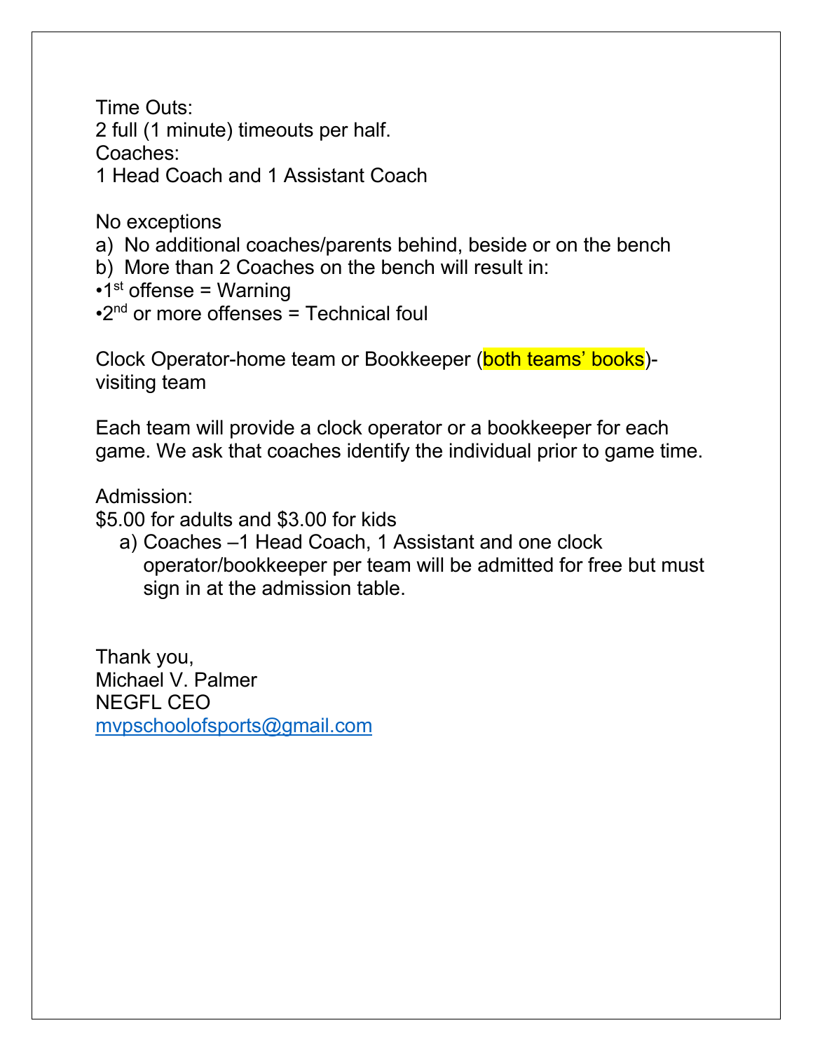Time Outs:
2 full (1 minute) timeouts per half.
Coaches:
1 Head Coach and 1 Assistant Coach

No exceptions

a) No additional coaches/parents behind, beside or on the bench
b) More than 2 Coaches on the bench will result in:

- 1st offense = Warning
- 2nd or more offenses = Technical foul

Clock Operator-home team or Bookkeeper (both teams' books)-visiting team

Each team will provide a clock operator or a bookkeeper for each game. We ask that coaches identify the individual prior to game time.

Admission:
$5.00 for adults and $3.00 for kids

a) Coaches –1 Head Coach, 1 Assistant and one clock operator/bookkeeper per team will be admitted for free but must sign in at the admission table.

Thank you,
Michael V. Palmer
NEGFL CEO
mvpschoolofsports@gmail.com